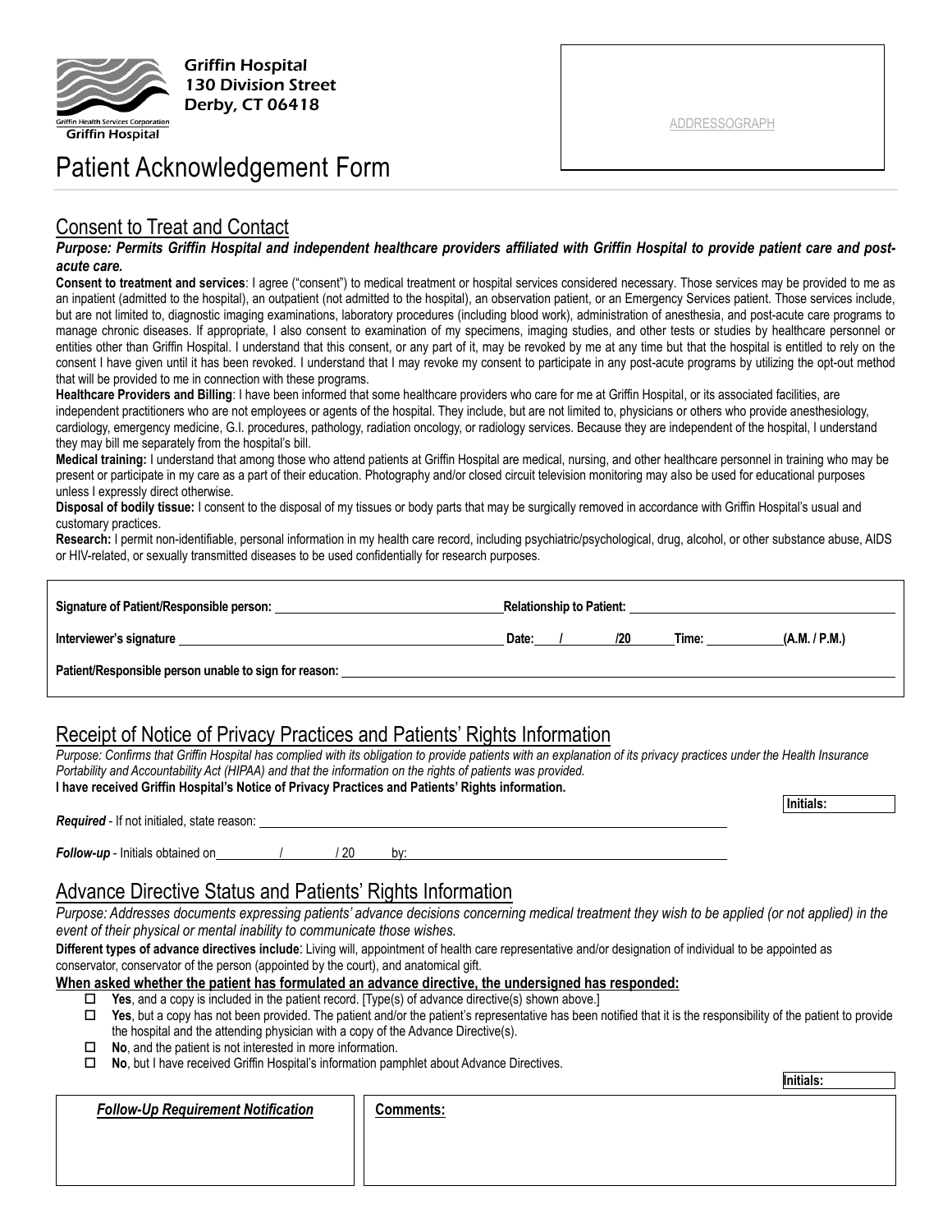Griffin Hospital
130 Division Street
Derby, CT 06418

Griffin Health Services Corporation
Griffin Hospital

ADDRESSOGRAPH

# Patient Acknowledgement Form

## Consent to Treat and Contact

***Purpose: Permits Griffin Hospital and independent healthcare providers affiliated with Griffin Hospital to provide patient care and post-acute care.***

**Consent to treatment and services**: I agree ("consent") to medical treatment or hospital services considered necessary. Those services may be provided to me as an inpatient (admitted to the hospital), an outpatient (not admitted to the hospital), an observation patient, or an Emergency Services patient. Those services include, but are not limited to, diagnostic imaging examinations, laboratory procedures (including blood work), administration of anesthesia, and post-acute care programs to manage chronic diseases. If appropriate, I also consent to examination of my specimens, imaging studies, and other tests or studies by healthcare personnel or entities other than Griffin Hospital. I understand that this consent, or any part of it, may be revoked by me at any time but that the hospital is entitled to rely on the consent I have given until it has been revoked. I understand that I may revoke my consent to participate in any post-acute programs by utilizing the opt-out method that will be provided to me in connection with these programs.

**Healthcare Providers and Billing**: I have been informed that some healthcare providers who care for me at Griffin Hospital, or its associated facilities, are independent practitioners who are not employees or agents of the hospital. They include, but are not limited to, physicians or others who provide anesthesiology, cardiology, emergency medicine, G.I. procedures, pathology, radiation oncology, or radiology services. Because they are independent of the hospital, I understand they may bill me separately from the hospital's bill.

**Medical training:** I understand that among those who attend patients at Griffin Hospital are medical, nursing, and other healthcare personnel in training who may be present or participate in my care as a part of their education. Photography and/or closed circuit television monitoring may also be used for educational purposes unless I expressly direct otherwise.

**Disposal of bodily tissue:** I consent to the disposal of my tissues or body parts that may be surgically removed in accordance with Griffin Hospital's usual and customary practices.

**Research:** I permit non-identifiable, personal information in my health care record, including psychiatric/psychological, drug, alcohol, or other substance abuse, AIDS or HIV-related, or sexually transmitted diseases to be used confidentially for research purposes.

**Signature of Patient/Responsible person:** ______________________ **Relationship to Patient:** ______________________

**Interviewer's signature** ______________________ **Date:** ___ / ___ /20___ **Time:** ________ **(A.M. / P.M.)**

**Patient/Responsible person unable to sign for reason:** ______________________

## Receipt of Notice of Privacy Practices and Patients' Rights Information

*Purpose: Confirms that Griffin Hospital has complied with its obligation to provide patients with an explanation of its privacy practices under the Health Insurance Portability and Accountability Act (HIPAA) and that the information on the rights of patients was provided.*

**I have received Griffin Hospital's Notice of Privacy Practices and Patients' Rights information.**

**Initials:** ________

***Required*** - If not initialed, state reason: ______________________

***Follow-up*** - Initials obtained on ____ / ____ / 20 ____ by: ______________________

## Advance Directive Status and Patients' Rights Information

*Purpose: Addresses documents expressing patients' advance decisions concerning medical treatment they wish to be applied (or not applied) in the event of their physical or mental inability to communicate those wishes.*

**Different types of advance directives include**: Living will, appointment of health care representative and/or designation of individual to be appointed as conservator, conservator of the person (appointed by the court), and anatomical gift.

**When asked whether the patient has formulated an advance directive, the undersigned has responded:**

- ☐ **Yes**, and a copy is included in the patient record. [Type(s) of advance directive(s) shown above.]
- ☐ **Yes**, but a copy has not been provided. The patient and/or the patient's representative has been notified that it is the responsibility of the patient to provide the hospital and the attending physician with a copy of the Advance Directive(s).
- ☐ **No**, and the patient is not interested in more information.
- ☐ **No**, but I have received Griffin Hospital's information pamphlet about Advance Directives.

**Initials:** ________

| ***Follow-Up Requirement Notification*** | **Comments:** |
| --- | --- |
| | |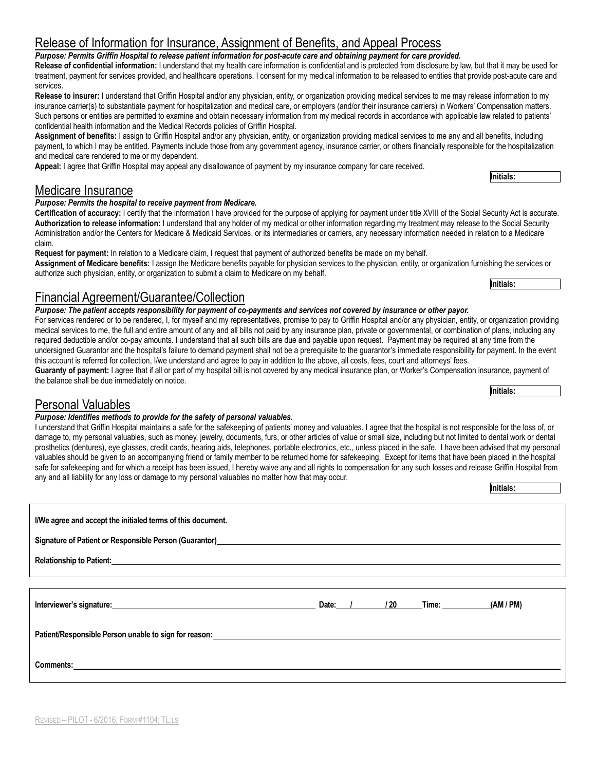## Release of Information for Insurance, Assignment of Benefits, and Appeal Process

***Purpose: Permits Griffin Hospital to release patient information for post-acute care and obtaining payment for care provided.***

**Release of confidential information:** I understand that my health care information is confidential and is protected from disclosure by law, but that it may be used for treatment, payment for services provided, and healthcare operations. I consent for my medical information to be released to entities that provide post-acute care and services.

**Release to insurer:** I understand that Griffin Hospital and/or any physician, entity, or organization providing medical services to me may release information to my insurance carrier(s) to substantiate payment for hospitalization and medical care, or employers (and/or their insurance carriers) in Workers' Compensation matters. Such persons or entities are permitted to examine and obtain necessary information from my medical records in accordance with applicable law related to patients' confidential health information and the Medical Records policies of Griffin Hospital.

**Assignment of benefits:** I assign to Griffin Hospital and/or any physician, entity, or organization providing medical services to me any and all benefits, including payment, to which I may be entitled. Payments include those from any government agency, insurance carrier, or others financially responsible for the hospitalization and medical care rendered to me or my dependent.

**Appeal:** I agree that Griffin Hospital may appeal any disallowance of payment by my insurance company for care received.

**Initials:** \_\_\_\_\_\_\_\_

## Medicare Insurance

***Purpose: Permits the hospital to receive payment from Medicare.***

**Certification of accuracy:** I certify that the information I have provided for the purpose of applying for payment under title XVIII of the Social Security Act is accurate.

**Authorization to release information:** I understand that any holder of my medical or other information regarding my treatment may release to the Social Security Administration and/or the Centers for Medicare & Medicaid Services, or its intermediaries or carriers, any necessary information needed in relation to a Medicare claim.

**Request for payment:** In relation to a Medicare claim, I request that payment of authorized benefits be made on my behalf.

**Assignment of Medicare benefits:** I assign the Medicare benefits payable for physician services to the physician, entity, or organization furnishing the services or authorize such physician, entity, or organization to submit a claim to Medicare on my behalf.

**Initials:** \_\_\_\_\_\_\_\_

## Financial Agreement/Guarantee/Collection

***Purpose: The patient accepts responsibility for payment of co-payments and services not covered by insurance or other payor.***

For services rendered or to be rendered, I, for myself and my representatives, promise to pay to Griffin Hospital and/or any physician, entity, or organization providing medical services to me, the full and entire amount of any and all bills not paid by any insurance plan, private or governmental, or combination of plans, including any required deductible and/or co-pay amounts. I understand that all such bills are due and payable upon request. Payment may be required at any time from the undersigned Guarantor and the hospital's failure to demand payment shall not be a prerequisite to the guarantor's immediate responsibility for payment. In the event this account is referred for collection, I/we understand and agree to pay in addition to the above, all costs, fees, court and attorneys' fees.

**Guaranty of payment:** I agree that if all or part of my hospital bill is not covered by any medical insurance plan, or Worker's Compensation insurance, payment of the balance shall be due immediately on notice.

**Initials:** \_\_\_\_\_\_\_\_

## Personal Valuables

***Purpose: Identifies methods to provide for the safety of personal valuables.***

I understand that Griffin Hospital maintains a safe for the safekeeping of patients' money and valuables. I agree that the hospital is not responsible for the loss of, or damage to, my personal valuables, such as money, jewelry, documents, furs, or other articles of value or small size, including but not limited to dental work or dental prosthetics (dentures), eye glasses, credit cards, hearing aids, telephones, portable electronics, etc., unless placed in the safe. I have been advised that my personal valuables should be given to an accompanying friend or family member to be returned home for safekeeping. Except for items that have been placed in the hospital safe for safekeeping and for which a receipt has been issued, I hereby waive any and all rights to compensation for any such losses and release Griffin Hospital from any and all liability for any loss or damage to my personal valuables no matter how that may occur.

**Initials:** \_\_\_\_\_\_\_\_

**I/We agree and accept the initialed terms of this document.**

**Signature of Patient or Responsible Person (Guarantor)** \_\_\_\_\_\_\_\_\_\_\_\_\_\_\_\_\_\_\_\_\_\_\_\_\_\_\_\_\_\_

**Relationship to Patient:** \_\_\_\_\_\_\_\_\_\_\_\_\_\_\_\_\_\_\_\_\_\_\_\_\_\_\_\_\_\_

**Interviewer's signature:** \_\_\_\_\_\_\_\_\_\_\_\_\_\_\_\_\_\_\_\_ **Date:** \_\_\_ **/** \_\_\_ **/ 20** \_\_\_ **Time:** \_\_\_\_\_\_ **(AM / PM)**

**Patient/Responsible Person unable to sign for reason:** \_\_\_\_\_\_\_\_\_\_\_\_\_\_\_\_\_\_\_\_\_\_\_\_\_\_\_\_\_\_

**Comments:** \_\_\_\_\_\_\_\_\_\_\_\_\_\_\_\_\_\_\_\_\_\_\_\_\_\_\_\_\_\_

REVISED – PILOT - 6/2016; FORM #1104; TL:LS